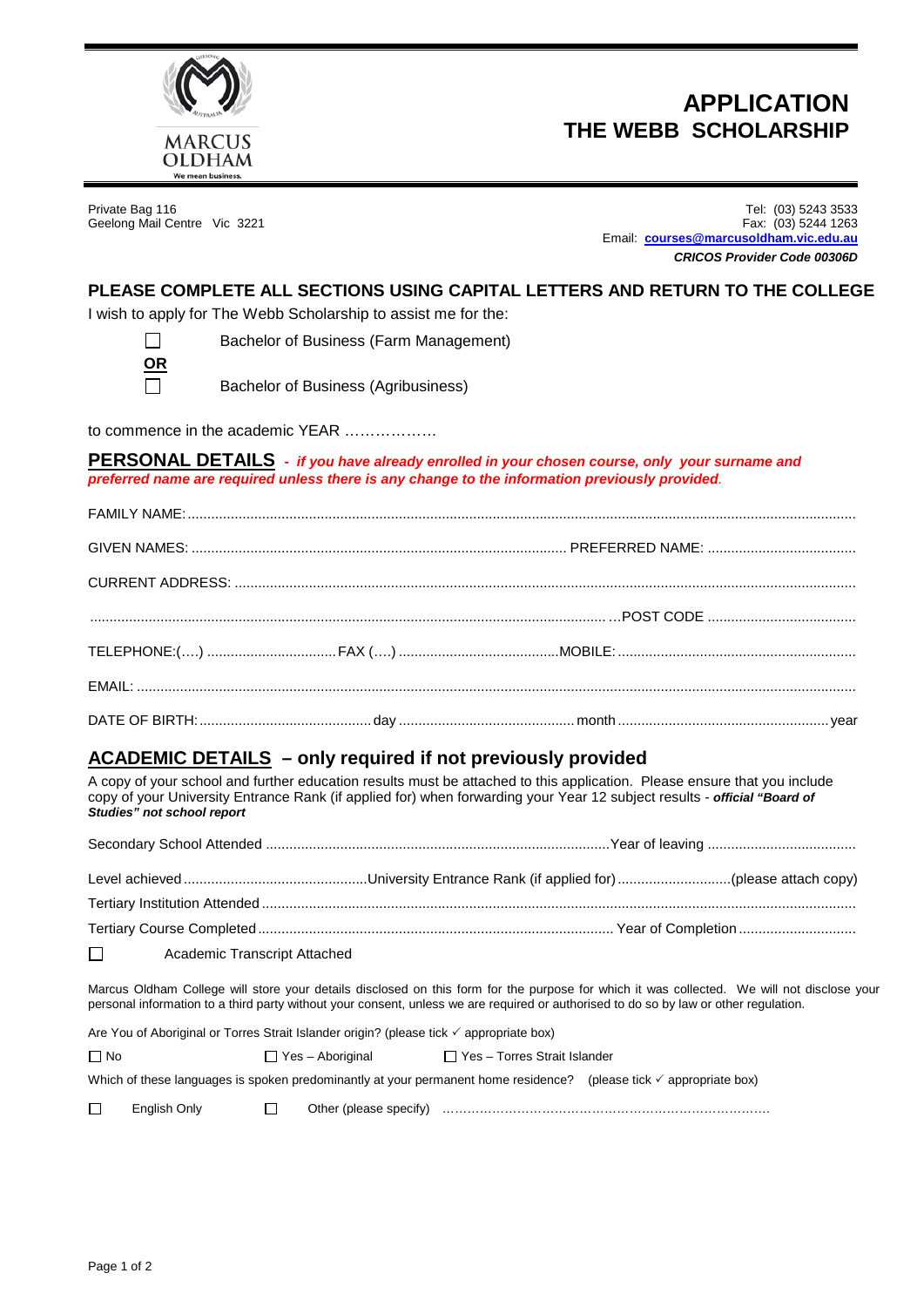MARCUS OLDHAM
We mean business.

# APPLICATION
# THE WEBB SCHOLARSHIP

Private Bag 116
Geelong Mail Centre Vic 3221

Tel: (03) 5243 3533
Fax: (03) 5244 1263
Email: **courses@marcusoldham.vic.edu.au**
***CRICOS Provider Code 00306D***

## PLEASE COMPLETE ALL SECTIONS USING CAPITAL LETTERS AND RETURN TO THE COLLEGE

I wish to apply for The Webb Scholarship to assist me for the:

☐ Bachelor of Business (Farm Management)

**OR**

☐ Bachelor of Business (Agribusiness)

to commence in the academic YEAR ………………

## PERSONAL DETAILS - *if you have already enrolled in your chosen course, only your surname and preferred name are required unless there is any change to the information previously provided.*

FAMILY NAME: ............................................................................................................................................................

GIVEN NAMES: .............................................................................................. PREFERRED NAME: ......................................

CURRENT ADDRESS: .................................................................................................................................................

...................................................................................................................................... …POST CODE ......................................

TELEPHONE:(….) ................................. FAX (….) .........................................MOBILE: .............................................................

EMAIL: ..........................................................................................................................................................................

DATE OF BIRTH: ............................................ day ............................................. month ...................................................... year

## ACADEMIC DETAILS – only required if not previously provided

A copy of your school and further education results must be attached to this application. Please ensure that you include copy of your University Entrance Rank (if applied for) when forwarding your Year 12 subject results - ***official "Board of Studies" not school report***

Secondary School Attended ........................................................................................ Year of leaving ......................................

Level achieved ............................................... University Entrance Rank (if applied for) ............................ (please attach copy)

Tertiary Institution Attended ..........................................................................................................................................

Tertiary Course Completed ........................................................................................... Year of Completion ..............................

☐ Academic Transcript Attached

Marcus Oldham College will store your details disclosed on this form for the purpose for which it was collected. We will not disclose your personal information to a third party without your consent, unless we are required or authorised to do so by law or other regulation.

Are You of Aboriginal or Torres Strait Islander origin? (please tick ✓ appropriate box)

☐ No ☐ Yes – Aboriginal ☐ Yes – Torres Strait Islander

Which of these languages is spoken predominantly at your permanent home residence? (please tick ✓ appropriate box)

☐ English Only ☐ Other (please specify) ………………………………………………………………………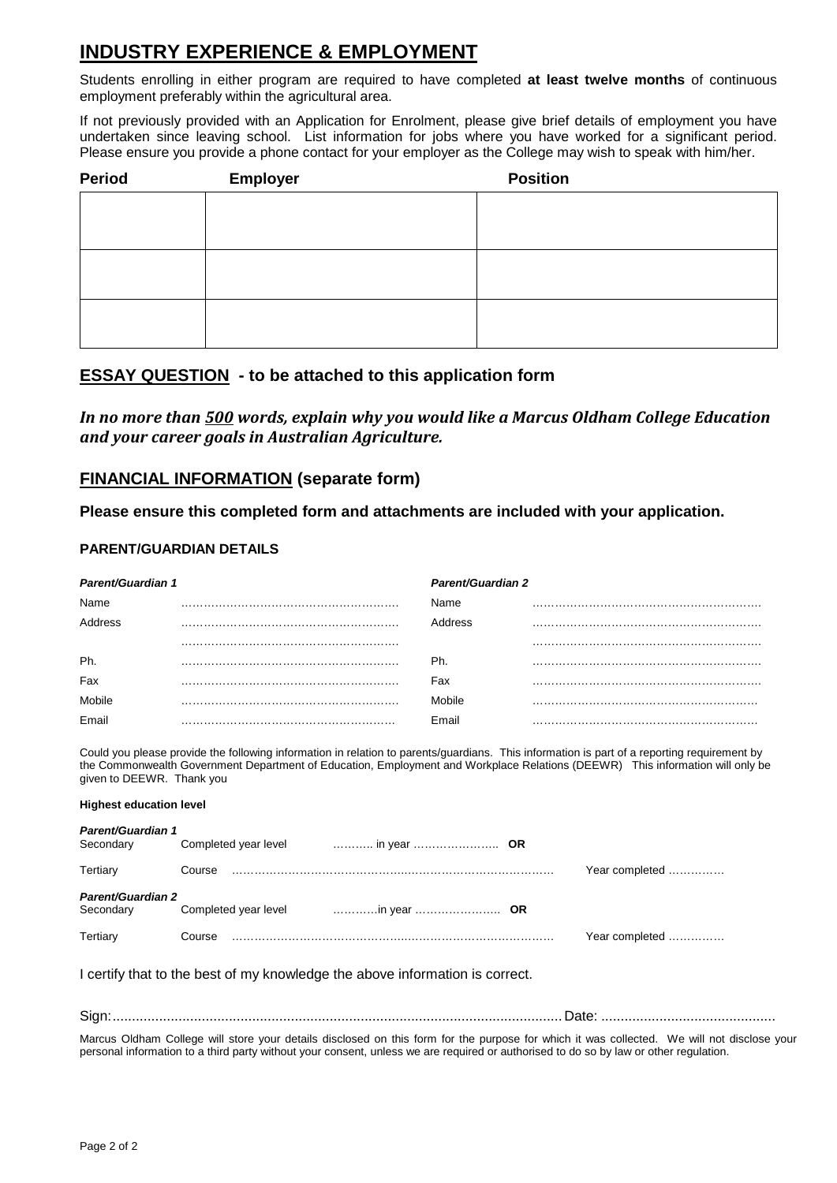## INDUSTRY EXPERIENCE & EMPLOYMENT

Students enrolling in either program are required to have completed **at least twelve months** of continuous employment preferably within the agricultural area.

If not previously provided with an Application for Enrolment, please give brief details of employment you have undertaken since leaving school. List information for jobs where you have worked for a significant period. Please ensure you provide a phone contact for your employer as the College may wish to speak with him/her.

| Period | Employer | Position |
|---|---|---|
| | | |
| | | |
| | | |

## ESSAY QUESTION - to be attached to this application form

***In no more than 500 words, explain why you would like a Marcus Oldham College Education and your career goals in Australian Agriculture.***

## FINANCIAL INFORMATION (separate form)

**Please ensure this completed form and attachments are included with your application.**

### PARENT/GUARDIAN DETAILS

| ***Parent/Guardian 1*** | | ***Parent/Guardian 2*** | |
|---|---|---|---|
| Name | …………………………………………………… | Name | …………………………………………………… |
| Address | …………………………………………………… | Address | …………………………………………………… |
| | …………………………………………………… | | …………………………………………………… |
| Ph. | …………………………………………………… | Ph. | …………………………………………………… |
| Fax | …………………………………………………… | Fax | …………………………………………………… |
| Mobile | …………………………………………………… | Mobile | …………………………………………………… |
| Email | …………………………………………………… | Email | …………………………………………………… |

Could you please provide the following information in relation to parents/guardians. This information is part of a reporting requirement by the Commonwealth Government Department of Education, Employment and Workplace Relations (DEEWR) This information will only be given to DEEWR. Thank you

**Highest education level**

***Parent/Guardian 1***

Secondary Completed year level ……….. in year ………………….. **OR**

Tertiary Course ……………………………………………………………………… Year completed ……………

***Parent/Guardian 2***

Secondary Completed year level …………in year ………………….. **OR**

Tertiary Course ……………………………………………………………………… Year completed ……………

I certify that to the best of my knowledge the above information is correct.

Sign:................................................................................................................. Date: ............................................

Marcus Oldham College will store your details disclosed on this form for the purpose for which it was collected. We will not disclose your personal information to a third party without your consent, unless we are required or authorised to do so by law or other regulation.